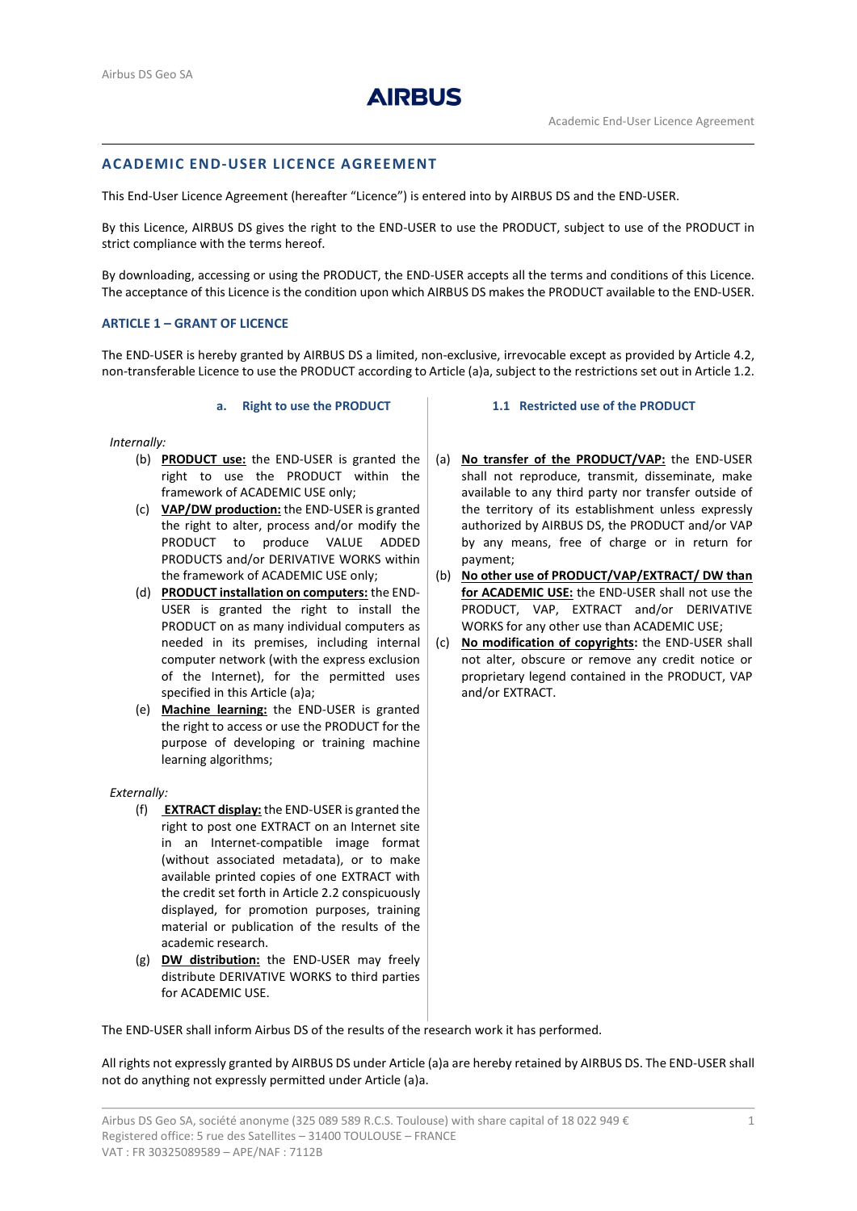## ACADEMIC END-USER LICENCE AGREEMENT

This End-User Licence Agreement (hereafter "Licence") is entered into by AIRBUS DS and the END-USER.

By this Licence, AIRBUS DS gives the right to the END-USER to use the PRODUCT, subject to use of the PRODUCT in strict compliance with the terms hereof.

By downloading, accessing or using the PRODUCT, the END-USER accepts all the terms and conditions of this Licence. The acceptance of this Licence is the condition upon which AIRBUS DS makes the PRODUCT available to the END-USER.

### ARTICLE 1 – GRANT OF LICENCE

The END-USER is hereby granted by AIRBUS DS a limited, non-exclusive, irrevocable except as provided by Article 4.2, non-transferable Licence to use the PRODUCT according to Article (a)a, subject to the restrictions set out in Article 1.2.

#### a. Right to use the PRODUCT

*Internally:*

(b) **PRODUCT use:** the END-USER is granted the right to use the PRODUCT within the framework of ACADEMIC USE only;

(c) **VAP/DW production:** the END-USER is granted the right to alter, process and/or modify the PRODUCT to produce VALUE ADDED PRODUCTS and/or DERIVATIVE WORKS within the framework of ACADEMIC USE only;

(d) **PRODUCT installation on computers:** the END-USER is granted the right to install the PRODUCT on as many individual computers as needed in its premises, including internal computer network (with the express exclusion of the Internet), for the permitted uses specified in this Article (a)a;

(e) **Machine learning:** the END-USER is granted the right to access or use the PRODUCT for the purpose of developing or training machine learning algorithms;

*Externally:*

(f) **EXTRACT display:** the END-USER is granted the right to post one EXTRACT on an Internet site in an Internet-compatible image format (without associated metadata), or to make available printed copies of one EXTRACT with the credit set forth in Article 2.2 conspicuously displayed, for promotion purposes, training material or publication of the results of the academic research.

(g) **DW distribution:** the END-USER may freely distribute DERIVATIVE WORKS to third parties for ACADEMIC USE.

#### 1.1 Restricted use of the PRODUCT

(a) **No transfer of the PRODUCT/VAP:** the END-USER shall not reproduce, transmit, disseminate, make available to any third party nor transfer outside of the territory of its establishment unless expressly authorized by AIRBUS DS, the PRODUCT and/or VAP by any means, free of charge or in return for payment;

(b) **No other use of PRODUCT/VAP/EXTRACT/ DW than for ACADEMIC USE:** the END-USER shall not use the PRODUCT, VAP, EXTRACT and/or DERIVATIVE WORKS for any other use than ACADEMIC USE;

(c) **No modification of copyrights:** the END-USER shall not alter, obscure or remove any credit notice or proprietary legend contained in the PRODUCT, VAP and/or EXTRACT.

The END-USER shall inform Airbus DS of the results of the research work it has performed.

All rights not expressly granted by AIRBUS DS under Article (a)a are hereby retained by AIRBUS DS. The END-USER shall not do anything not expressly permitted under Article (a)a.

Airbus DS Geo SA, société anonyme (325 089 589 R.C.S. Toulouse) with share capital of 18 022 949 €
Registered office: 5 rue des Satellites – 31400 TOULOUSE – FRANCE
VAT : FR 30325089589 – APE/NAF : 7112B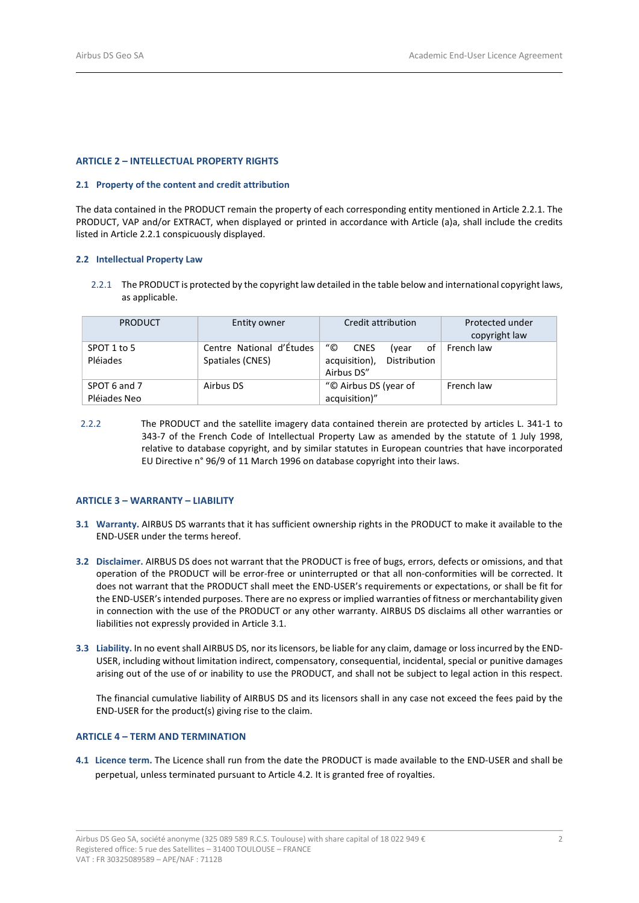## ARTICLE 2 – INTELLECTUAL PROPERTY RIGHTS

### 2.1 Property of the content and credit attribution

The data contained in the PRODUCT remain the property of each corresponding entity mentioned in Article 2.2.1. The PRODUCT, VAP and/or EXTRACT, when displayed or printed in accordance with Article (a)a, shall include the credits listed in Article 2.2.1 conspicuously displayed.

### 2.2 Intellectual Property Law

2.2.1 The PRODUCT is protected by the copyright law detailed in the table below and international copyright laws, as applicable.

| PRODUCT | Entity owner | Credit attribution | Protected under copyright law |
|---|---|---|---|
| SPOT 1 to 5<br>Pléiades | Centre National d'Études Spatiales (CNES) | "© CNES (year of acquisition), Distribution Airbus DS" | French law |
| SPOT 6 and 7<br>Pléiades Neo | Airbus DS | "© Airbus DS (year of acquisition)" | French law |

2.2.2 The PRODUCT and the satellite imagery data contained therein are protected by articles L. 341-1 to 343-7 of the French Code of Intellectual Property Law as amended by the statute of 1 July 1998, relative to database copyright, and by similar statutes in European countries that have incorporated EU Directive n° 96/9 of 11 March 1996 on database copyright into their laws.

## ARTICLE 3 – WARRANTY – LIABILITY

**3.1 Warranty.** AIRBUS DS warrants that it has sufficient ownership rights in the PRODUCT to make it available to the END-USER under the terms hereof.

**3.2 Disclaimer.** AIRBUS DS does not warrant that the PRODUCT is free of bugs, errors, defects or omissions, and that operation of the PRODUCT will be error-free or uninterrupted or that all non-conformities will be corrected. It does not warrant that the PRODUCT shall meet the END-USER's requirements or expectations, or shall be fit for the END-USER's intended purposes. There are no express or implied warranties of fitness or merchantability given in connection with the use of the PRODUCT or any other warranty. AIRBUS DS disclaims all other warranties or liabilities not expressly provided in Article 3.1.

**3.3 Liability.** In no event shall AIRBUS DS, nor its licensors, be liable for any claim, damage or loss incurred by the END-USER, including without limitation indirect, compensatory, consequential, incidental, special or punitive damages arising out of the use of or inability to use the PRODUCT, and shall not be subject to legal action in this respect.

The financial cumulative liability of AIRBUS DS and its licensors shall in any case not exceed the fees paid by the END-USER for the product(s) giving rise to the claim.

## ARTICLE 4 – TERM AND TERMINATION

**4.1 Licence term.** The Licence shall run from the date the PRODUCT is made available to the END-USER and shall be perpetual, unless terminated pursuant to Article 4.2. It is granted free of royalties.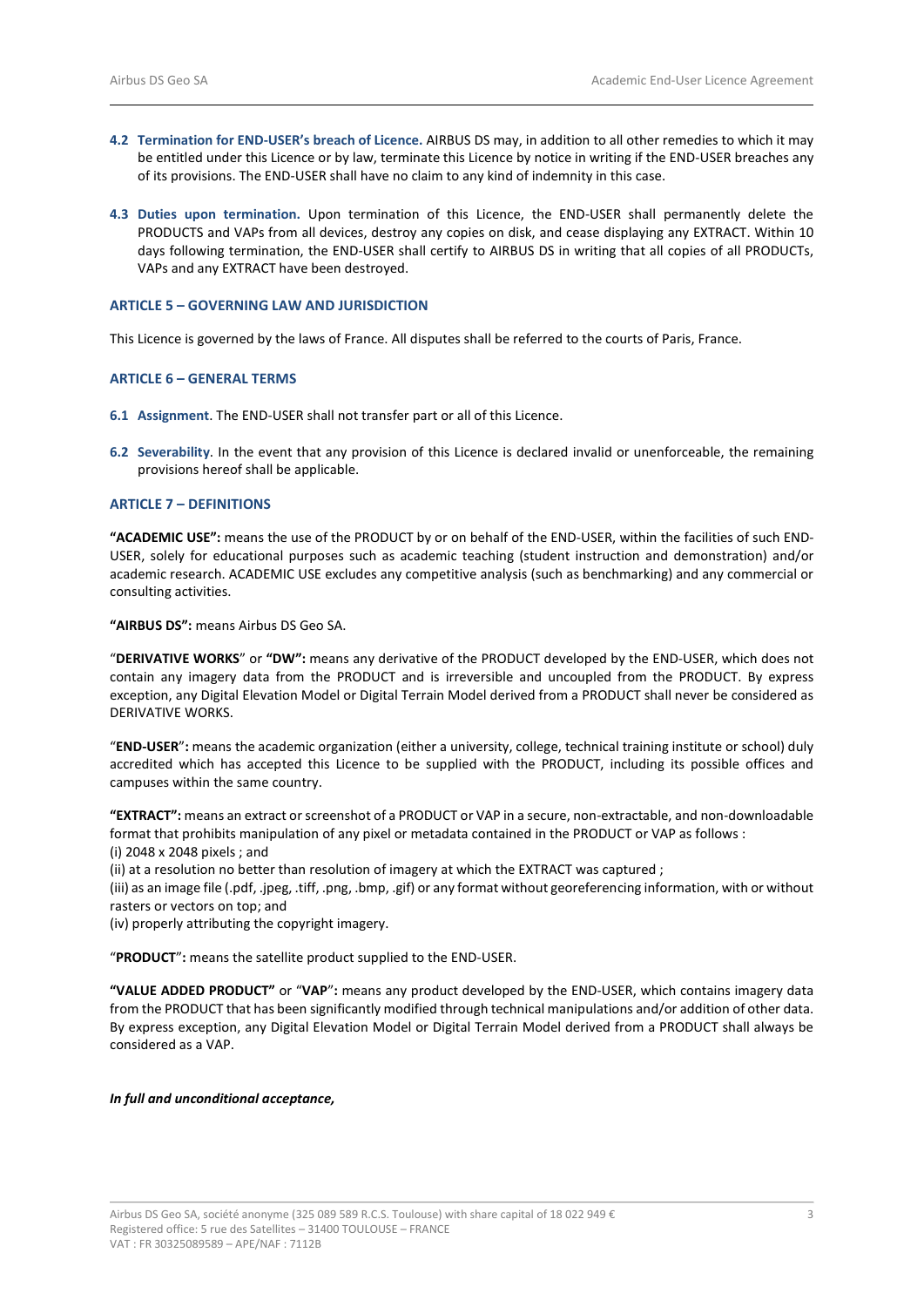**4.2 Termination for END-USER's breach of Licence.** AIRBUS DS may, in addition to all other remedies to which it may be entitled under this Licence or by law, terminate this Licence by notice in writing if the END-USER breaches any of its provisions. The END-USER shall have no claim to any kind of indemnity in this case.

**4.3 Duties upon termination.** Upon termination of this Licence, the END-USER shall permanently delete the PRODUCTS and VAPs from all devices, destroy any copies on disk, and cease displaying any EXTRACT. Within 10 days following termination, the END-USER shall certify to AIRBUS DS in writing that all copies of all PRODUCTs, VAPs and any EXTRACT have been destroyed.

## ARTICLE 5 – GOVERNING LAW AND JURISDICTION

This Licence is governed by the laws of France. All disputes shall be referred to the courts of Paris, France.

## ARTICLE 6 – GENERAL TERMS

**6.1 Assignment**. The END-USER shall not transfer part or all of this Licence.

**6.2 Severability**. In the event that any provision of this Licence is declared invalid or unenforceable, the remaining provisions hereof shall be applicable.

## ARTICLE 7 – DEFINITIONS

**"ACADEMIC USE":** means the use of the PRODUCT by or on behalf of the END-USER, within the facilities of such END-USER, solely for educational purposes such as academic teaching (student instruction and demonstration) and/or academic research. ACADEMIC USE excludes any competitive analysis (such as benchmarking) and any commercial or consulting activities.

**"AIRBUS DS":** means Airbus DS Geo SA.

"**DERIVATIVE WORKS**" or **"DW":** means any derivative of the PRODUCT developed by the END-USER, which does not contain any imagery data from the PRODUCT and is irreversible and uncoupled from the PRODUCT. By express exception, any Digital Elevation Model or Digital Terrain Model derived from a PRODUCT shall never be considered as DERIVATIVE WORKS.

"**END-USER**"**:** means the academic organization (either a university, college, technical training institute or school) duly accredited which has accepted this Licence to be supplied with the PRODUCT, including its possible offices and campuses within the same country.

**"EXTRACT":** means an extract or screenshot of a PRODUCT or VAP in a secure, non-extractable, and non-downloadable format that prohibits manipulation of any pixel or metadata contained in the PRODUCT or VAP as follows :
(i) 2048 x 2048 pixels ; and
(ii) at a resolution no better than resolution of imagery at which the EXTRACT was captured ;
(iii) as an image file (.pdf, .jpeg, .tiff, .png, .bmp, .gif) or any format without georeferencing information, with or without rasters or vectors on top; and
(iv) properly attributing the copyright imagery.

"**PRODUCT**"**:** means the satellite product supplied to the END-USER.

**"VALUE ADDED PRODUCT"** or "**VAP**"**:** means any product developed by the END-USER, which contains imagery data from the PRODUCT that has been significantly modified through technical manipulations and/or addition of other data. By express exception, any Digital Elevation Model or Digital Terrain Model derived from a PRODUCT shall always be considered as a VAP.

***In full and unconditional acceptance,***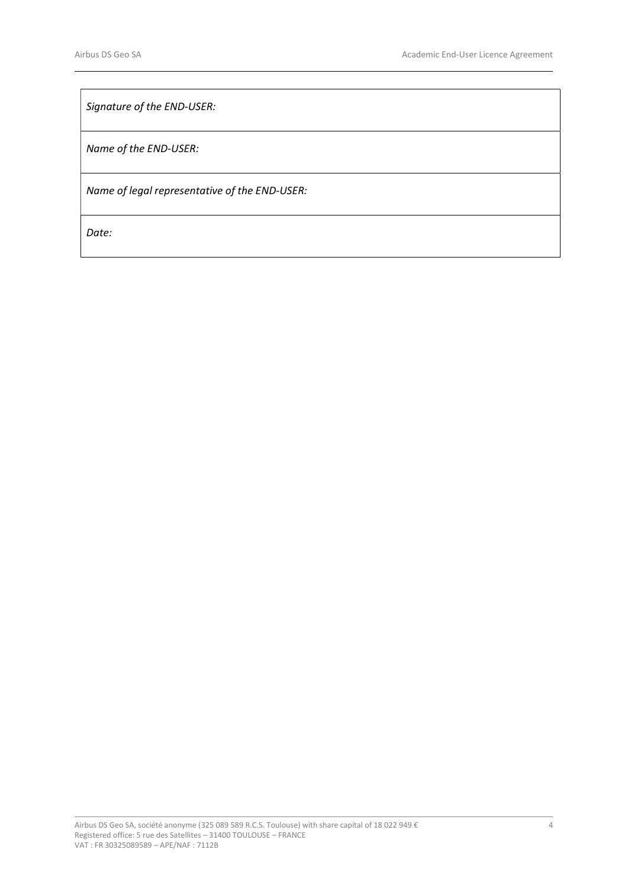| |
|---|
| *Signature of the END-USER:* |
| *Name of the END-USER:* |
| *Name of legal representative of the END-USER:* |
| *Date:* |

Airbus DS Geo SA, société anonyme (325 089 589 R.C.S. Toulouse) with share capital of 18 022 949 €
Registered office: 5 rue des Satellites – 31400 TOULOUSE – FRANCE
VAT : FR 30325089589 – APE/NAF : 7112B